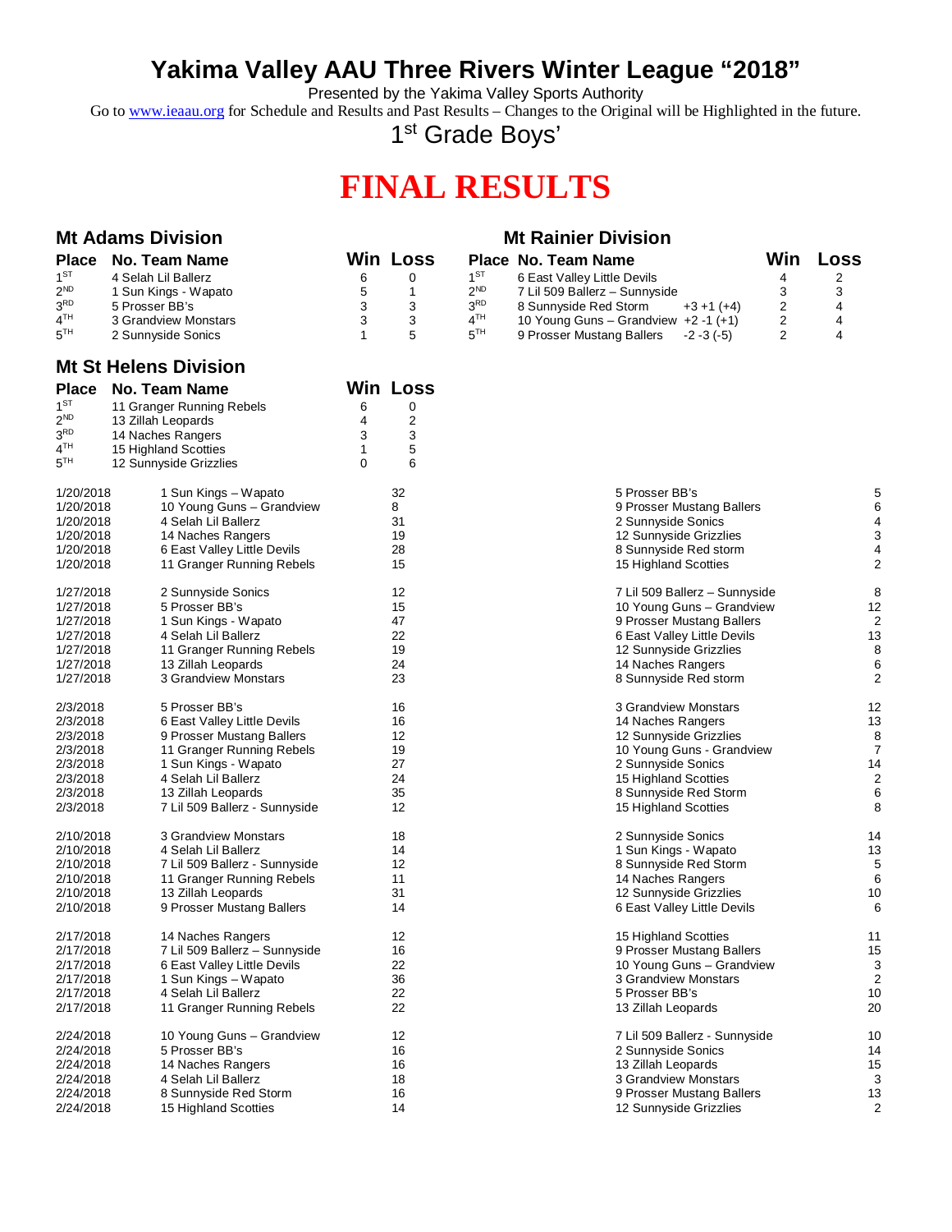# Yakima Valley AAU Three Rivers Winter League “2018”

Presented by the Yakima Valley Sports Authority

Go to www.ieaau.org for Schedule and Results and Past Results – Changes to the Original will be Highlighted in the future.

1st Grade Boys’

# FINAL RESULTS

## Mt Adams Division

| Place | No. Team Name | Win | Loss |
|---|---|---|---|
| 1ST | 4 Selah Lil Ballerz | 6 | 0 |
| 2ND | 1 Sun Kings - Wapato | 5 | 1 |
| 3RD | 5 Prosser BB’s | 3 | 3 |
| 4TH | 3 Grandview Monstars | 3 | 3 |
| 5TH | 2 Sunnyside Sonics | 1 | 5 |

## Mt Rainier Division

| Place | No. Team Name | | Win | Loss |
|---|---|---|---|---|
| 1ST | 6 East Valley Little Devils | | 4 | 2 |
| 2ND | 7 Lil 509 Ballerz – Sunnyside | | 3 | 3 |
| 3RD | 8 Sunnyside Red Storm | +3 +1 (+4) | 2 | 4 |
| 4TH | 10 Young Guns – Grandview | +2 -1 (+1) | 2 | 4 |
| 5TH | 9 Prosser Mustang Ballers | -2 -3 (-5) | 2 | 4 |

## Mt St Helens Division

| Place | No. Team Name | Win | Loss |
|---|---|---|---|
| 1ST | 11 Granger Running Rebels | 6 | 0 |
| 2ND | 13 Zillah Leopards | 4 | 2 |
| 3RD | 14 Naches Rangers | 3 | 3 |
| 4TH | 15 Highland Scotties | 1 | 5 |
| 5TH | 12 Sunnyside Grizzlies | 0 | 6 |

| Date | Team | Score | Team | Score |
|---|---|---|---|---|
| 1/20/2018 | 1 Sun Kings – Wapato | 32 | 5 Prosser BB’s | 5 |
| 1/20/2018 | 10 Young Guns – Grandview | 8 | 9 Prosser Mustang Ballers | 6 |
| 1/20/2018 | 4 Selah Lil Ballerz | 31 | 2 Sunnyside Sonics | 4 |
| 1/20/2018 | 14 Naches Rangers | 19 | 12 Sunnyside Grizzlies | 3 |
| 1/20/2018 | 6 East Valley Little Devils | 28 | 8 Sunnyside Red storm | 4 |
| 1/20/2018 | 11 Granger Running Rebels | 15 | 15 Highland Scotties | 2 |
| 1/27/2018 | 2 Sunnyside Sonics | 12 | 7 Lil 509 Ballerz – Sunnyside | 8 |
| 1/27/2018 | 5 Prosser BB’s | 15 | 10 Young Guns – Grandview | 12 |
| 1/27/2018 | 1 Sun Kings - Wapato | 47 | 9 Prosser Mustang Ballers | 2 |
| 1/27/2018 | 4 Selah Lil Ballerz | 22 | 6 East Valley Little Devils | 13 |
| 1/27/2018 | 11 Granger Running Rebels | 19 | 12 Sunnyside Grizzlies | 8 |
| 1/27/2018 | 13 Zillah Leopards | 24 | 14 Naches Rangers | 6 |
| 1/27/2018 | 3 Grandview Monstars | 23 | 8 Sunnyside Red storm | 2 |
| 2/3/2018 | 5 Prosser BB’s | 16 | 3 Grandview Monstars | 12 |
| 2/3/2018 | 6 East Valley Little Devils | 16 | 14 Naches Rangers | 13 |
| 2/3/2018 | 9 Prosser Mustang Ballers | 12 | 12 Sunnyside Grizzlies | 8 |
| 2/3/2018 | 11 Granger Running Rebels | 19 | 10 Young Guns - Grandview | 7 |
| 2/3/2018 | 1 Sun Kings - Wapato | 27 | 2 Sunnyside Sonics | 14 |
| 2/3/2018 | 4 Selah Lil Ballerz | 24 | 15 Highland Scotties | 2 |
| 2/3/2018 | 13 Zillah Leopards | 35 | 8 Sunnyside Red Storm | 6 |
| 2/3/2018 | 7 Lil 509 Ballerz - Sunnyside | 12 | 15 Highland Scotties | 8 |
| 2/10/2018 | 3 Grandview Monstars | 18 | 2 Sunnyside Sonics | 14 |
| 2/10/2018 | 4 Selah Lil Ballerz | 14 | 1 Sun Kings - Wapato | 13 |
| 2/10/2018 | 7 Lil 509 Ballerz - Sunnyside | 12 | 8 Sunnyside Red Storm | 5 |
| 2/10/2018 | 11 Granger Running Rebels | 11 | 14 Naches Rangers | 6 |
| 2/10/2018 | 13 Zillah Leopards | 31 | 12 Sunnyside Grizzlies | 10 |
| 2/10/2018 | 9 Prosser Mustang Ballers | 14 | 6 East Valley Little Devils | 6 |
| 2/17/2018 | 14 Naches Rangers | 12 | 15 Highland Scotties | 11 |
| 2/17/2018 | 7 Lil 509 Ballerz – Sunnyside | 16 | 9 Prosser Mustang Ballers | 15 |
| 2/17/2018 | 6 East Valley Little Devils | 22 | 10 Young Guns – Grandview | 3 |
| 2/17/2018 | 1 Sun Kings – Wapato | 36 | 3 Grandview Monstars | 2 |
| 2/17/2018 | 4 Selah Lil Ballerz | 22 | 5 Prosser BB’s | 10 |
| 2/17/2018 | 11 Granger Running Rebels | 22 | 13 Zillah Leopards | 20 |
| 2/24/2018 | 10 Young Guns – Grandview | 12 | 7 Lil 509 Ballerz - Sunnyside | 10 |
| 2/24/2018 | 5 Prosser BB’s | 16 | 2 Sunnyside Sonics | 14 |
| 2/24/2018 | 14 Naches Rangers | 16 | 13 Zillah Leopards | 15 |
| 2/24/2018 | 4 Selah Lil Ballerz | 18 | 3 Grandview Monstars | 3 |
| 2/24/2018 | 8 Sunnyside Red Storm | 16 | 9 Prosser Mustang Ballers | 13 |
| 2/24/2018 | 15 Highland Scotties | 14 | 12 Sunnyside Grizzlies | 2 |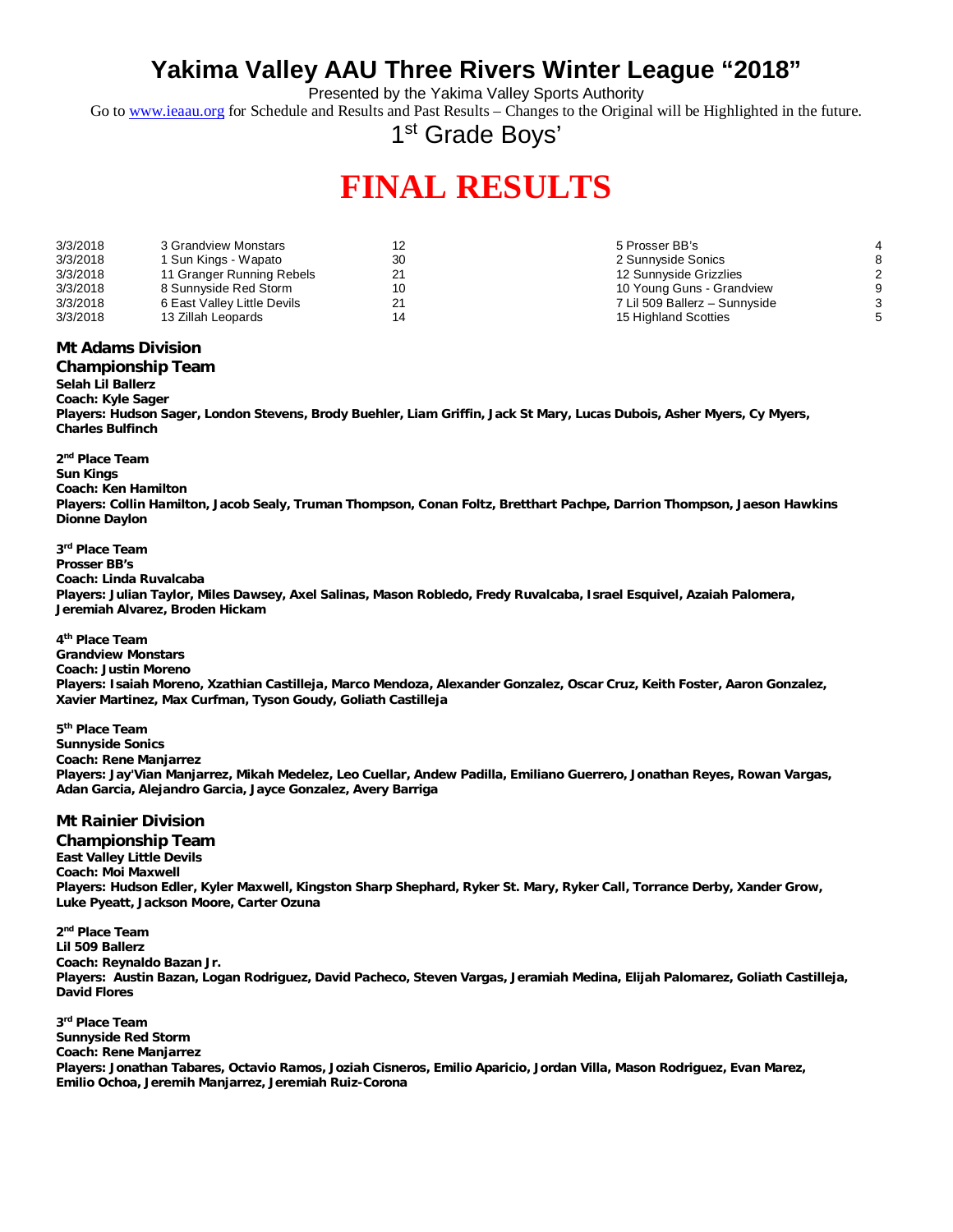# Yakima Valley AAU Three Rivers Winter League "2018"

Presented by the Yakima Valley Sports Authority

Go to www.ieaau.org for Schedule and Results and Past Results – Changes to the Original will be Highlighted in the future.

## 1st Grade Boys'

# FINAL RESULTS

| Date | Team | Score | Team | Score |
|---|---|---|---|---|
| 3/3/2018 | 3 Grandview Monstars | 12 | 5 Prosser BB's | 4 |
| 3/3/2018 | 1 Sun Kings - Wapato | 30 | 2 Sunnyside Sonics | 8 |
| 3/3/2018 | 11 Granger Running Rebels | 21 | 12 Sunnyside Grizzlies | 2 |
| 3/3/2018 | 8 Sunnyside Red Storm | 10 | 10 Young Guns - Grandview | 9 |
| 3/3/2018 | 6 East Valley Little Devils | 21 | 7 Lil 509 Ballerz – Sunnyside | 3 |
| 3/3/2018 | 13 Zillah Leopards | 14 | 15 Highland Scotties | 5 |

## Mt Adams Division

### Championship Team

**Selah Lil Ballerz**
**Coach: Kyle Sager**
**Players: Hudson Sager, London Stevens, Brody Buehler, Liam Griffin, Jack St Mary, Lucas Dubois, Asher Myers, Cy Myers, Charles Bulfinch**

**2nd Place Team**
**Sun Kings**
**Coach: Ken Hamilton**
**Players: Collin Hamilton, Jacob Sealy, Truman Thompson, Conan Foltz, Bretthart Pachpe, Darrion Thompson, Jaeson Hawkins Dionne Daylon**

**3rd Place Team**
**Prosser BB's**
**Coach: Linda Ruvalcaba**
**Players: Julian Taylor, Miles Dawsey, Axel Salinas, Mason Robledo, Fredy Ruvalcaba, Israel Esquivel, Azaiah Palomera, Jeremiah Alvarez, Broden Hickam**

**4th Place Team**
**Grandview Monstars**
**Coach: Justin Moreno**
**Players: Isaiah Moreno, Xzathian Castilleja, Marco Mendoza, Alexander Gonzalez, Oscar Cruz, Keith Foster, Aaron Gonzalez, Xavier Martinez, Max Curfman, Tyson Goudy, Goliath Castilleja**

**5th Place Team**
**Sunnyside Sonics**
**Coach: Rene Manjarrez**
**Players: Jay'Vian Manjarrez, Mikah Medelez, Leo Cuellar, Andew Padilla, Emiliano Guerrero, Jonathan Reyes, Rowan Vargas, Adan Garcia, Alejandro Garcia, Jayce Gonzalez, Avery Barriga**

## Mt Rainier Division

### Championship Team

**East Valley Little Devils**
**Coach: Moi Maxwell**
**Players: Hudson Edler, Kyler Maxwell, Kingston Sharp Shephard, Ryker St. Mary, Ryker Call, Torrance Derby, Xander Grow, Luke Pyeatt, Jackson Moore, Carter Ozuna**

**2nd Place Team**
**Lil 509 Ballerz**
**Coach: Reynaldo Bazan Jr.**
**Players: Austin Bazan, Logan Rodriguez, David Pacheco, Steven Vargas, Jeramiah Medina, Elijah Palomarez, Goliath Castilleja, David Flores**

**3rd Place Team**
**Sunnyside Red Storm**
**Coach: Rene Manjarrez**
**Players: Jonathan Tabares, Octavio Ramos, Joziah Cisneros, Emilio Aparicio, Jordan Villa, Mason Rodriguez, Evan Marez, Emilio Ochoa, Jeremih Manjarrez, Jeremiah Ruiz-Corona**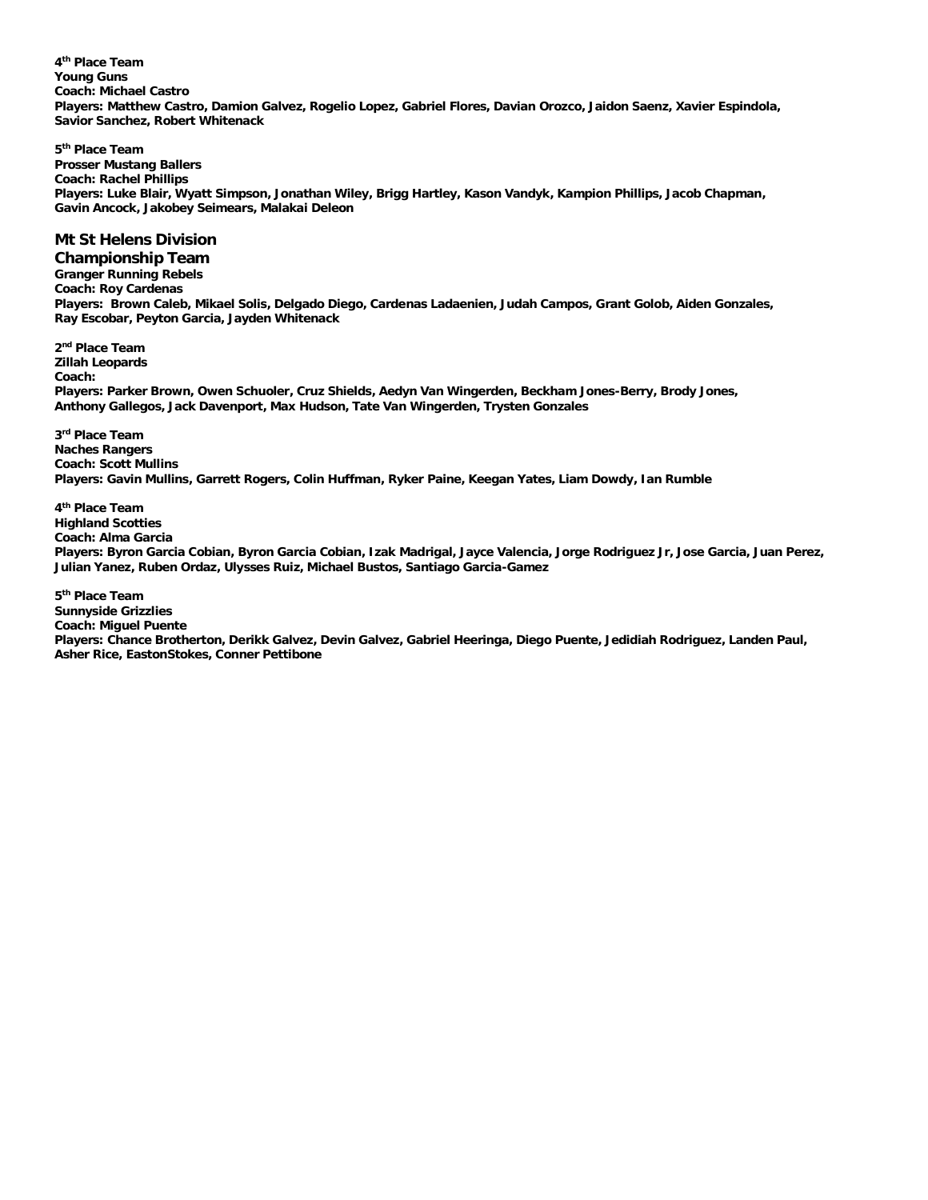**4th Place Team**
**Young Guns**
**Coach: Michael Castro**
**Players: Matthew Castro, Damion Galvez, Rogelio Lopez, Gabriel Flores, Davian Orozco, Jaidon Saenz, Xavier Espindola, Savior Sanchez, Robert Whitenack**

**5th Place Team**
**Prosser Mustang Ballers**
**Coach: Rachel Phillips**
**Players: Luke Blair, Wyatt Simpson, Jonathan Wiley, Brigg Hartley, Kason Vandyk, Kampion Phillips, Jacob Chapman, Gavin Ancock, Jakobey Seimears, Malakai Deleon**

## Mt St Helens Division

### Championship Team

**Granger Running Rebels**
**Coach: Roy Cardenas**
**Players: Brown Caleb, Mikael Solis, Delgado Diego, Cardenas Ladaenien, Judah Campos, Grant Golob, Aiden Gonzales, Ray Escobar, Peyton Garcia, Jayden Whitenack**

**2nd Place Team**
**Zillah Leopards**
**Coach:**
**Players: Parker Brown, Owen Schuoler, Cruz Shields, Aedyn Van Wingerden, Beckham Jones-Berry, Brody Jones, Anthony Gallegos, Jack Davenport, Max Hudson, Tate Van Wingerden, Trysten Gonzales**

**3rd Place Team**
**Naches Rangers**
**Coach: Scott Mullins**
**Players: Gavin Mullins, Garrett Rogers, Colin Huffman, Ryker Paine, Keegan Yates, Liam Dowdy, Ian Rumble**

**4th Place Team**
**Highland Scotties**
**Coach: Alma Garcia**
**Players: Byron Garcia Cobian, Byron Garcia Cobian, Izak Madrigal, Jayce Valencia, Jorge Rodriguez Jr, Jose Garcia, Juan Perez, Julian Yanez, Ruben Ordaz, Ulysses Ruiz, Michael Bustos, Santiago Garcia-Gamez**

**5th Place Team**
**Sunnyside Grizzlies**
**Coach: Miguel Puente**
**Players: Chance Brotherton, Derikk Galvez, Devin Galvez, Gabriel Heeringa, Diego Puente, Jedidiah Rodriguez, Landen Paul, Asher Rice, EastonStokes, Conner Pettibone**